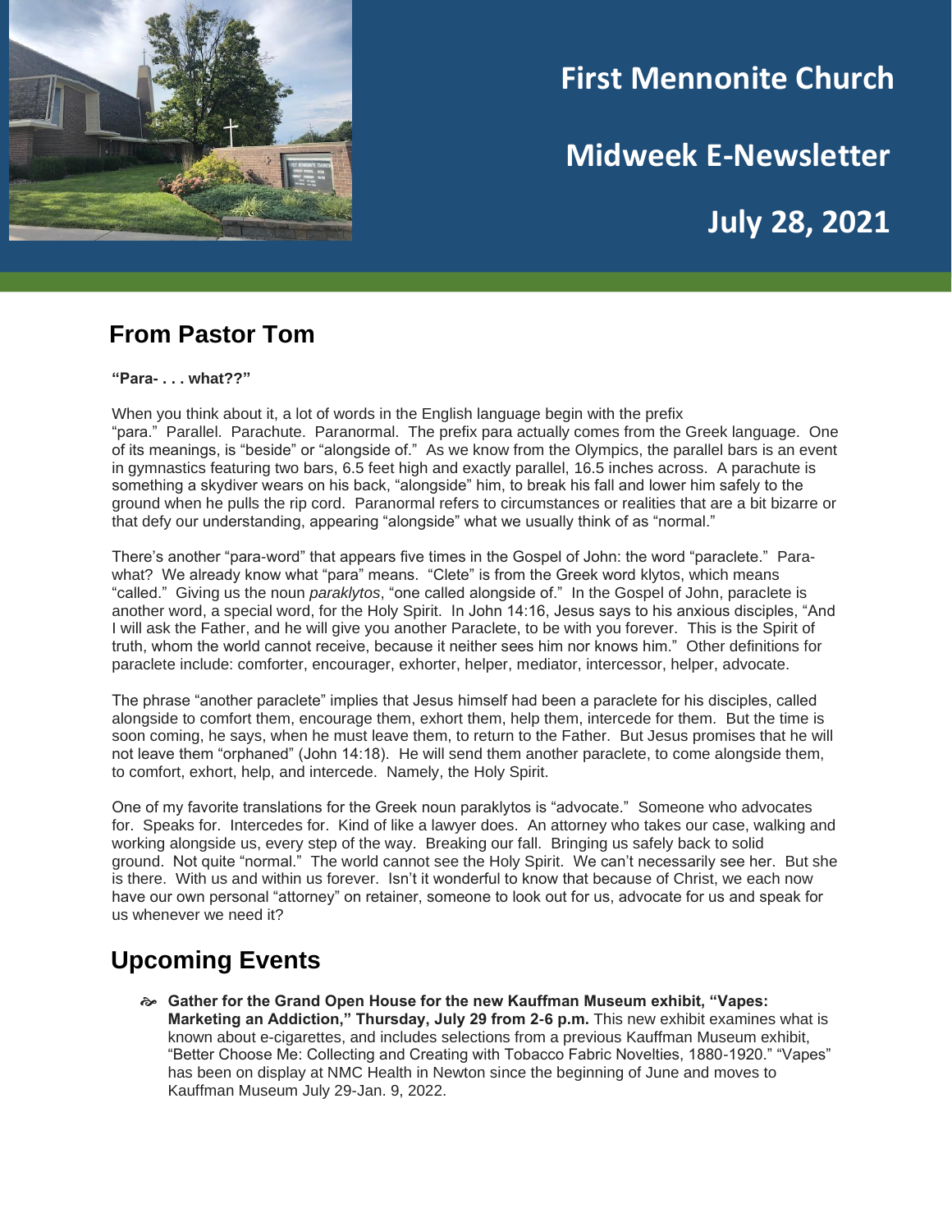# First Mennonite Church

## Midweek E-Newsletter

## July 28, 2021

## From Pastor Tom

**"Para- . . . what??"**

When you think about it, a lot of words in the English language begin with the prefix "para." Parallel. Parachute. Paranormal. The prefix para actually comes from the Greek language. One of its meanings, is "beside" or "alongside of." As we know from the Olympics, the parallel bars is an event in gymnastics featuring two bars, 6.5 feet high and exactly parallel, 16.5 inches across. A parachute is something a skydiver wears on his back, "alongside" him, to break his fall and lower him safely to the ground when he pulls the rip cord. Paranormal refers to circumstances or realities that are a bit bizarre or that defy our understanding, appearing "alongside" what we usually think of as "normal."

There's another "para-word" that appears five times in the Gospel of John: the word "paraclete." Para-what? We already know what "para" means. "Clete" is from the Greek word klytos, which means "called." Giving us the noun *paraklytos*, "one called alongside of." In the Gospel of John, paraclete is another word, a special word, for the Holy Spirit. In John 14:16, Jesus says to his anxious disciples, "And I will ask the Father, and he will give you another Paraclete, to be with you forever. This is the Spirit of truth, whom the world cannot receive, because it neither sees him nor knows him." Other definitions for paraclete include: comforter, encourager, exhorter, helper, mediator, intercessor, helper, advocate.

The phrase "another paraclete" implies that Jesus himself had been a paraclete for his disciples, called alongside to comfort them, encourage them, exhort them, help them, intercede for them. But the time is soon coming, he says, when he must leave them, to return to the Father. But Jesus promises that he will not leave them "orphaned" (John 14:18). He will send them another paraclete, to come alongside them, to comfort, exhort, help, and intercede. Namely, the Holy Spirit.

One of my favorite translations for the Greek noun paraklytos is "advocate." Someone who advocates for. Speaks for. Intercedes for. Kind of like a lawyer does. An attorney who takes our case, walking and working alongside us, every step of the way. Breaking our fall. Bringing us safely back to solid ground. Not quite "normal." The world cannot see the Holy Spirit. We can't necessarily see her. But she is there. With us and within us forever. Isn't it wonderful to know that because of Christ, we each now have our own personal "attorney" on retainer, someone to look out for us, advocate for us and speak for us whenever we need it?

## Upcoming Events

- **Gather for the Grand Open House for the new Kauffman Museum exhibit, "Vapes: Marketing an Addiction," Thursday, July 29 from 2-6 p.m.** This new exhibit examines what is known about e-cigarettes, and includes selections from a previous Kauffman Museum exhibit, "Better Choose Me: Collecting and Creating with Tobacco Fabric Novelties, 1880-1920." "Vapes" has been on display at NMC Health in Newton since the beginning of June and moves to Kauffman Museum July 29-Jan. 9, 2022.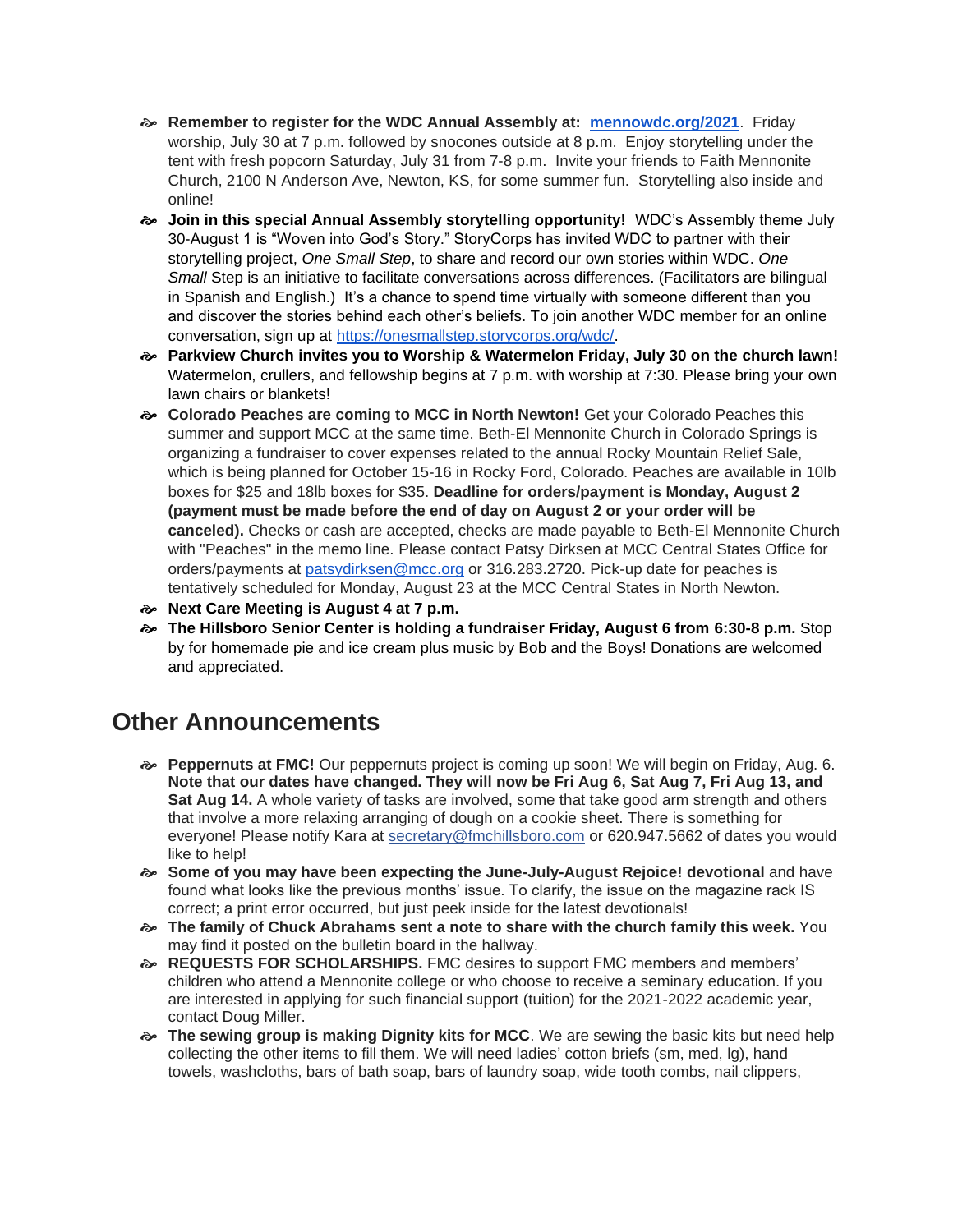- **Remember to register for the WDC Annual Assembly at: [mennowdc.org/2021](mennowdc.org/2021)**. Friday worship, July 30 at 7 p.m. followed by snocones outside at 8 p.m. Enjoy storytelling under the tent with fresh popcorn Saturday, July 31 from 7-8 p.m. Invite your friends to Faith Mennonite Church, 2100 N Anderson Ave, Newton, KS, for some summer fun. Storytelling also inside and online!
- **Join in this special Annual Assembly storytelling opportunity!** WDC's Assembly theme July 30-August 1 is "Woven into God's Story." StoryCorps has invited WDC to partner with their storytelling project, *One Small Step*, to share and record our own stories within WDC. *One Small* Step is an initiative to facilitate conversations across differences. (Facilitators are bilingual in Spanish and English.) It's a chance to spend time virtually with someone different than you and discover the stories behind each other's beliefs. To join another WDC member for an online conversation, sign up at [https://onesmallstep.storycorps.org/wdc/](https://onesmallstep.storycorps.org/wdc/).
- **Parkview Church invites you to Worship & Watermelon Friday, July 30 on the church lawn!** Watermelon, crullers, and fellowship begins at 7 p.m. with worship at 7:30. Please bring your own lawn chairs or blankets!
- **Colorado Peaches are coming to MCC in North Newton!** Get your Colorado Peaches this summer and support MCC at the same time. Beth-El Mennonite Church in Colorado Springs is organizing a fundraiser to cover expenses related to the annual Rocky Mountain Relief Sale, which is being planned for October 15-16 in Rocky Ford, Colorado. Peaches are available in 10lb boxes for $25 and 18lb boxes for $35. **Deadline for orders/payment is Monday, August 2 (payment must be made before the end of day on August 2 or your order will be canceled).** Checks or cash are accepted, checks are made payable to Beth-El Mennonite Church with "Peaches" in the memo line. Please contact Patsy Dirksen at MCC Central States Office for orders/payments at [patsydirksen@mcc.org](mailto:patsydirksen@mcc.org) or 316.283.2720. Pick-up date for peaches is tentatively scheduled for Monday, August 23 at the MCC Central States in North Newton.
- **Next Care Meeting is August 4 at 7 p.m.**
- **The Hillsboro Senior Center is holding a fundraiser Friday, August 6 from 6:30-8 p.m.** Stop by for homemade pie and ice cream plus music by Bob and the Boys! Donations are welcomed and appreciated.

## Other Announcements

- **Peppernuts at FMC!** Our peppernuts project is coming up soon! We will begin on Friday, Aug. 6. **Note that our dates have changed. They will now be Fri Aug 6, Sat Aug 7, Fri Aug 13, and Sat Aug 14.** A whole variety of tasks are involved, some that take good arm strength and others that involve a more relaxing arranging of dough on a cookie sheet. There is something for everyone! Please notify Kara at [secretary@fmchillsboro.com](mailto:secretary@fmchillsboro.com) or 620.947.5662 of dates you would like to help!
- **Some of you may have been expecting the June-July-August Rejoice! devotional** and have found what looks like the previous months' issue. To clarify, the issue on the magazine rack IS correct; a print error occurred, but just peek inside for the latest devotionals!
- **The family of Chuck Abrahams sent a note to share with the church family this week.** You may find it posted on the bulletin board in the hallway.
- **REQUESTS FOR SCHOLARSHIPS.** FMC desires to support FMC members and members' children who attend a Mennonite college or who choose to receive a seminary education. If you are interested in applying for such financial support (tuition) for the 2021-2022 academic year, contact Doug Miller.
- **The sewing group is making Dignity kits for MCC**. We are sewing the basic kits but need help collecting the other items to fill them. We will need ladies' cotton briefs (sm, med, lg), hand towels, washcloths, bars of bath soap, bars of laundry soap, wide tooth combs, nail clippers,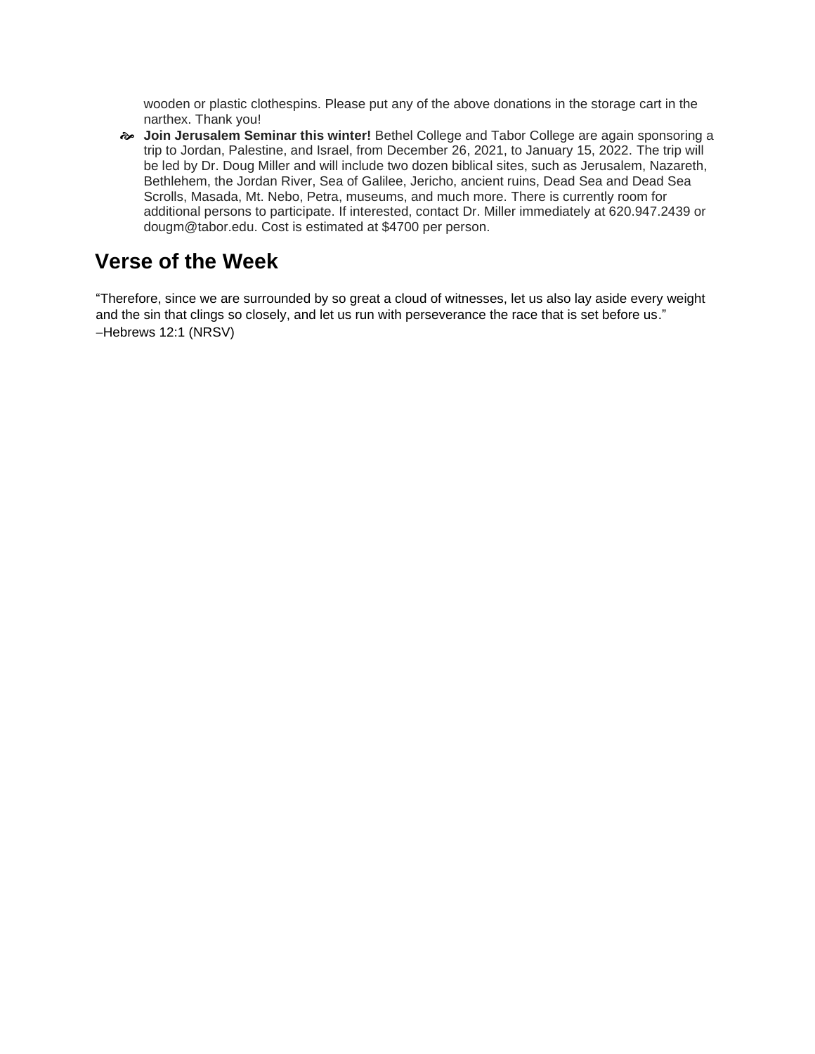wooden or plastic clothespins. Please put any of the above donations in the storage cart in the narthex. Thank you!

- **Join Jerusalem Seminar this winter!** Bethel College and Tabor College are again sponsoring a trip to Jordan, Palestine, and Israel, from December 26, 2021, to January 15, 2022. The trip will be led by Dr. Doug Miller and will include two dozen biblical sites, such as Jerusalem, Nazareth, Bethlehem, the Jordan River, Sea of Galilee, Jericho, ancient ruins, Dead Sea and Dead Sea Scrolls, Masada, Mt. Nebo, Petra, museums, and much more. There is currently room for additional persons to participate. If interested, contact Dr. Miller immediately at 620.947.2439 or dougm@tabor.edu. Cost is estimated at $4700 per person.

## Verse of the Week

“Therefore, since we are surrounded by so great a cloud of witnesses, let us also lay aside every weight and the sin that clings so closely, and let us run with perseverance the race that is set before us.”
–Hebrews 12:1 (NRSV)